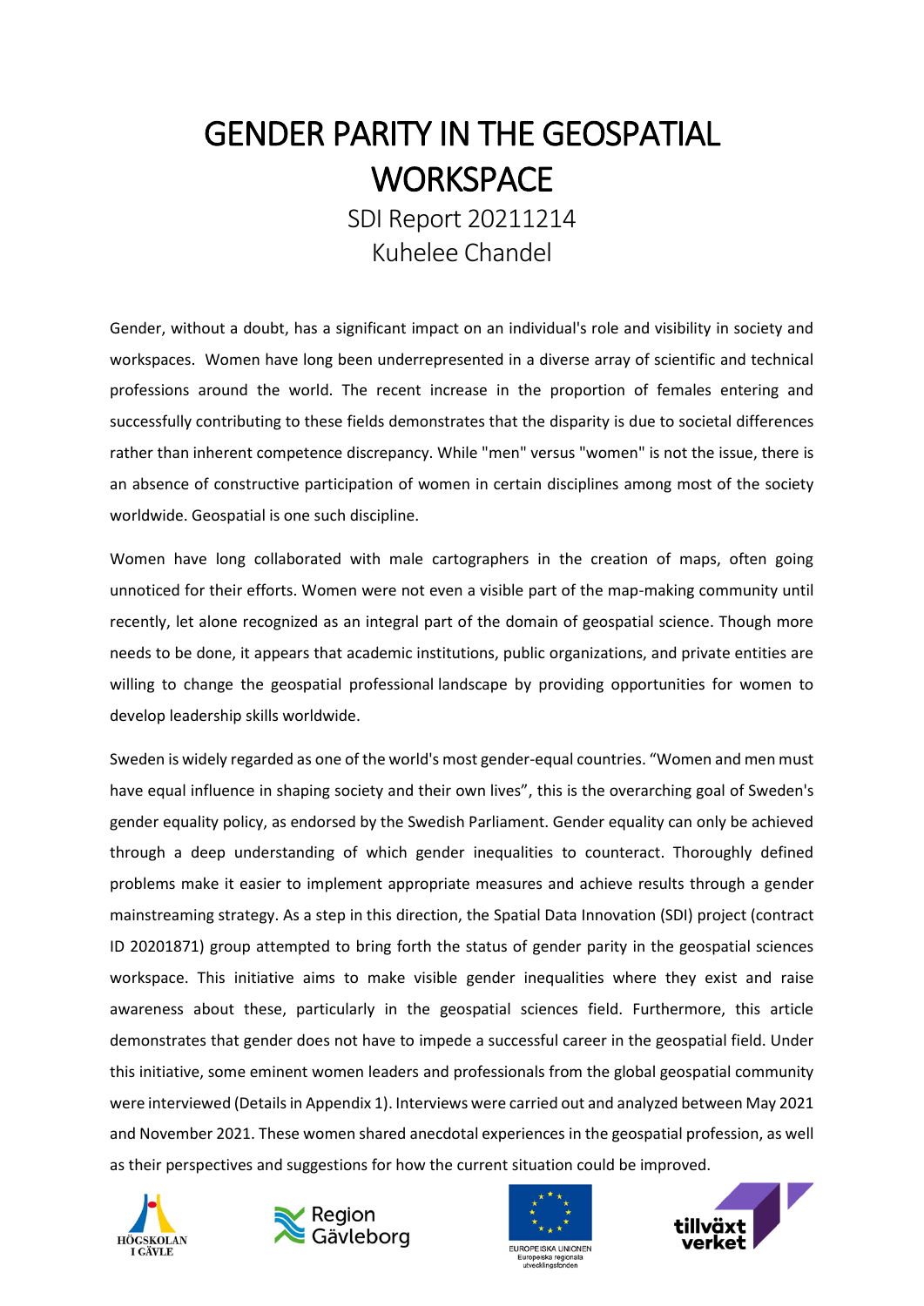# GENDER PARITY IN THE GEOSPATIAL WORKSPACE

SDI Report 20211214

Kuhelee Chandel

Gender, without a doubt, has a significant impact on an individual's role and visibility in society and workspaces. Women have long been underrepresented in a diverse array of scientific and technical professions around the world. The recent increase in the proportion of females entering and successfully contributing to these fields demonstrates that the disparity is due to societal differences rather than inherent competence discrepancy. While "men" versus "women" is not the issue, there is an absence of constructive participation of women in certain disciplines among most of the society worldwide. Geospatial is one such discipline.

Women have long collaborated with male cartographers in the creation of maps, often going unnoticed for their efforts. Women were not even a visible part of the map-making community until recently, let alone recognized as an integral part of the domain of geospatial science. Though more needs to be done, it appears that academic institutions, public organizations, and private entities are willing to change the geospatial professional landscape by providing opportunities for women to develop leadership skills worldwide.

Sweden is widely regarded as one of the world's most gender-equal countries. "Women and men must have equal influence in shaping society and their own lives", this is the overarching goal of Sweden's gender equality policy, as endorsed by the Swedish Parliament. Gender equality can only be achieved through a deep understanding of which gender inequalities to counteract. Thoroughly defined problems make it easier to implement appropriate measures and achieve results through a gender mainstreaming strategy. As a step in this direction, the Spatial Data Innovation (SDI) project (contract ID 20201871) group attempted to bring forth the status of gender parity in the geospatial sciences workspace. This initiative aims to make visible gender inequalities where they exist and raise awareness about these, particularly in the geospatial sciences field. Furthermore, this article demonstrates that gender does not have to impede a successful career in the geospatial field. Under this initiative, some eminent women leaders and professionals from the global geospatial community were interviewed (Details in Appendix 1). Interviews were carried out and analyzed between May 2021 and November 2021. These women shared anecdotal experiences in the geospatial profession, as well as their perspectives and suggestions for how the current situation could be improved.

HÖGSKOLAN I GÄVLE

Region Gävleborg

EUROPEISKA UNIONEN
Europeiska regionala utvecklingsfonden

tillväxt verket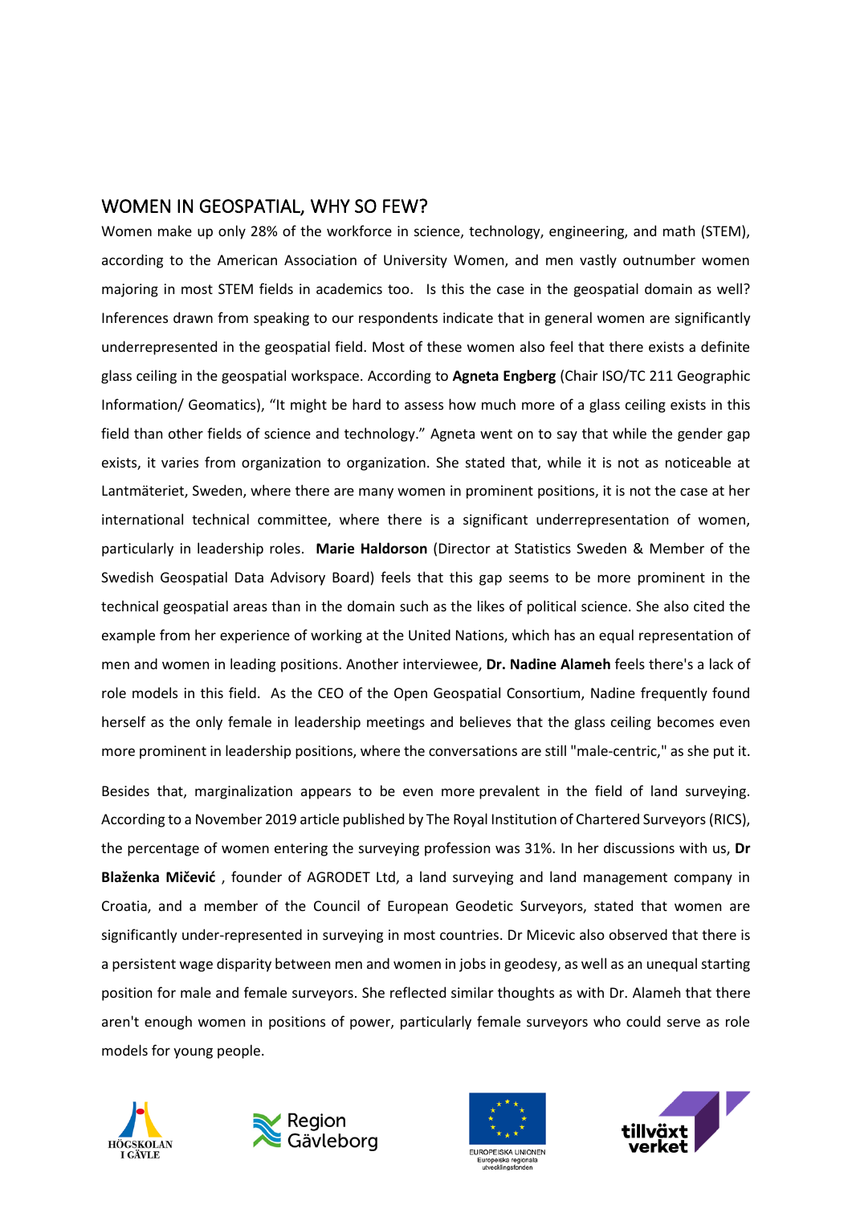## WOMEN IN GEOSPATIAL, WHY SO FEW?

Women make up only 28% of the workforce in science, technology, engineering, and math (STEM), according to the American Association of University Women, and men vastly outnumber women majoring in most STEM fields in academics too. Is this the case in the geospatial domain as well? Inferences drawn from speaking to our respondents indicate that in general women are significantly underrepresented in the geospatial field. Most of these women also feel that there exists a definite glass ceiling in the geospatial workspace. According to **Agneta Engberg** (Chair ISO/TC 211 Geographic Information/ Geomatics), "It might be hard to assess how much more of a glass ceiling exists in this field than other fields of science and technology." Agneta went on to say that while the gender gap exists, it varies from organization to organization. She stated that, while it is not as noticeable at Lantmäteriet, Sweden, where there are many women in prominent positions, it is not the case at her international technical committee, where there is a significant underrepresentation of women, particularly in leadership roles. **Marie Haldorson** (Director at Statistics Sweden & Member of the Swedish Geospatial Data Advisory Board) feels that this gap seems to be more prominent in the technical geospatial areas than in the domain such as the likes of political science. She also cited the example from her experience of working at the United Nations, which has an equal representation of men and women in leading positions. Another interviewee, **Dr. Nadine Alameh** feels there's a lack of role models in this field. As the CEO of the Open Geospatial Consortium, Nadine frequently found herself as the only female in leadership meetings and believes that the glass ceiling becomes even more prominent in leadership positions, where the conversations are still "male-centric," as she put it.

Besides that, marginalization appears to be even more prevalent in the field of land surveying. According to a November 2019 article published by The Royal Institution of Chartered Surveyors (RICS), the percentage of women entering the surveying profession was 31%. In her discussions with us, **Dr Blaženka Mičević** , founder of AGRODET Ltd, a land surveying and land management company in Croatia, and a member of the Council of European Geodetic Surveyors, stated that women are significantly under-represented in surveying in most countries. Dr Micevic also observed that there is a persistent wage disparity between men and women in jobs in geodesy, as well as an unequal starting position for male and female surveyors. She reflected similar thoughts as with Dr. Alameh that there aren't enough women in positions of power, particularly female surveyors who could serve as role models for young people.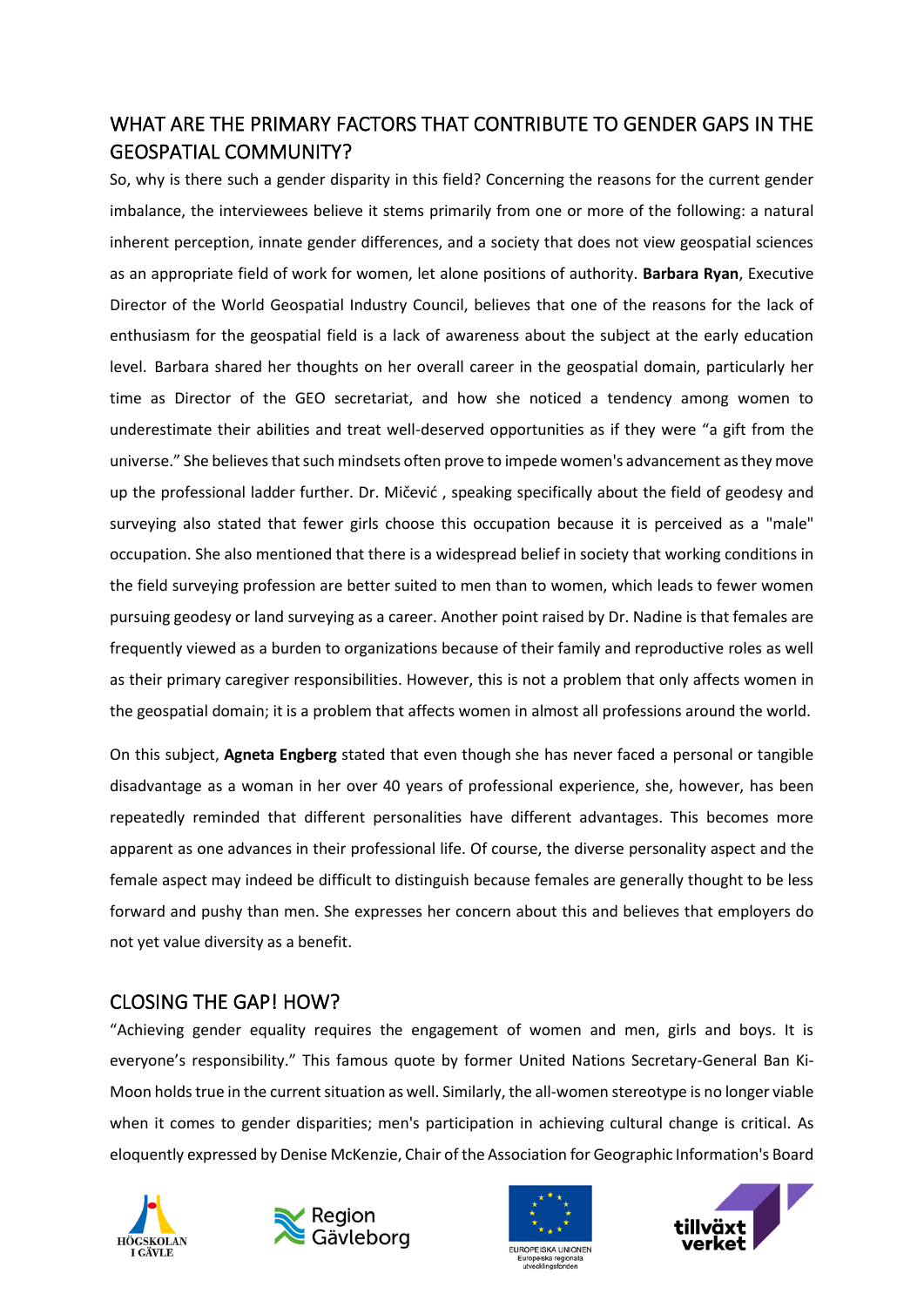## WHAT ARE THE PRIMARY FACTORS THAT CONTRIBUTE TO GENDER GAPS IN THE GEOSPATIAL COMMUNITY?

So, why is there such a gender disparity in this field? Concerning the reasons for the current gender imbalance, the interviewees believe it stems primarily from one or more of the following: a natural inherent perception, innate gender differences, and a society that does not view geospatial sciences as an appropriate field of work for women, let alone positions of authority. **Barbara Ryan**, Executive Director of the World Geospatial Industry Council, believes that one of the reasons for the lack of enthusiasm for the geospatial field is a lack of awareness about the subject at the early education level. Barbara shared her thoughts on her overall career in the geospatial domain, particularly her time as Director of the GEO secretariat, and how she noticed a tendency among women to underestimate their abilities and treat well-deserved opportunities as if they were "a gift from the universe." She believes that such mindsets often prove to impede women's advancement as they move up the professional ladder further. Dr. Mičević , speaking specifically about the field of geodesy and surveying also stated that fewer girls choose this occupation because it is perceived as a "male" occupation. She also mentioned that there is a widespread belief in society that working conditions in the field surveying profession are better suited to men than to women, which leads to fewer women pursuing geodesy or land surveying as a career. Another point raised by Dr. Nadine is that females are frequently viewed as a burden to organizations because of their family and reproductive roles as well as their primary caregiver responsibilities. However, this is not a problem that only affects women in the geospatial domain; it is a problem that affects women in almost all professions around the world.

On this subject, **Agneta Engberg** stated that even though she has never faced a personal or tangible disadvantage as a woman in her over 40 years of professional experience, she, however, has been repeatedly reminded that different personalities have different advantages. This becomes more apparent as one advances in their professional life. Of course, the diverse personality aspect and the female aspect may indeed be difficult to distinguish because females are generally thought to be less forward and pushy than men. She expresses her concern about this and believes that employers do not yet value diversity as a benefit.

## CLOSING THE GAP! HOW?

"Achieving gender equality requires the engagement of women and men, girls and boys. It is everyone's responsibility." This famous quote by former United Nations Secretary-General Ban Ki-Moon holds true in the current situation as well. Similarly, the all-women stereotype is no longer viable when it comes to gender disparities; men's participation in achieving cultural change is critical. As eloquently expressed by Denise McKenzie, Chair of the Association for Geographic Information's Board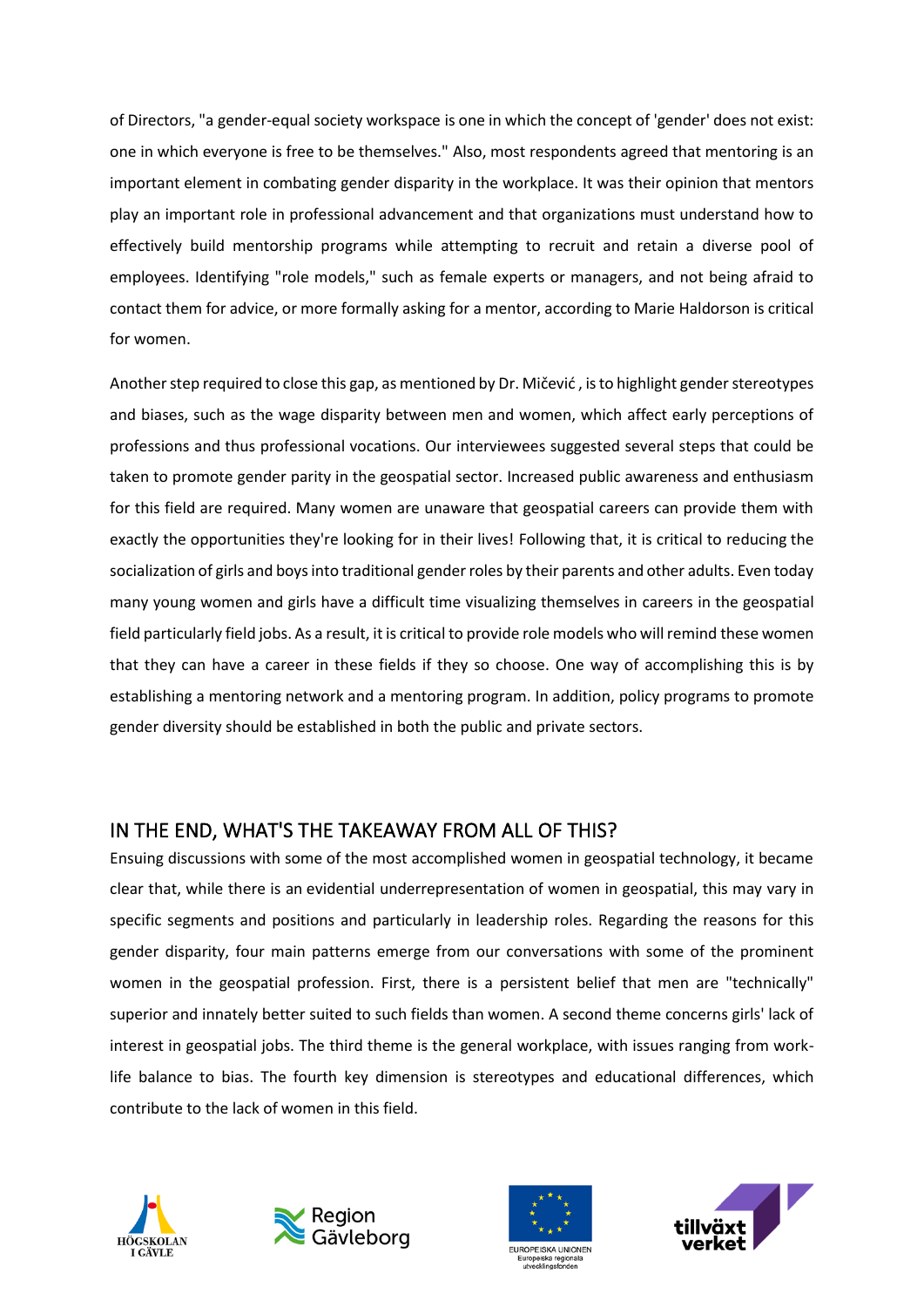of Directors, "a gender-equal society workspace is one in which the concept of 'gender' does not exist: one in which everyone is free to be themselves." Also, most respondents agreed that mentoring is an important element in combating gender disparity in the workplace. It was their opinion that mentors play an important role in professional advancement and that organizations must understand how to effectively build mentorship programs while attempting to recruit and retain a diverse pool of employees. Identifying "role models," such as female experts or managers, and not being afraid to contact them for advice, or more formally asking for a mentor, according to Marie Haldorson is critical for women.

Another step required to close this gap, as mentioned by Dr. Mičević , is to highlight gender stereotypes and biases, such as the wage disparity between men and women, which affect early perceptions of professions and thus professional vocations. Our interviewees suggested several steps that could be taken to promote gender parity in the geospatial sector. Increased public awareness and enthusiasm for this field are required. Many women are unaware that geospatial careers can provide them with exactly the opportunities they're looking for in their lives! Following that, it is critical to reducing the socialization of girls and boys into traditional gender roles by their parents and other adults. Even today many young women and girls have a difficult time visualizing themselves in careers in the geospatial field particularly field jobs. As a result, it is critical to provide role models who will remind these women that they can have a career in these fields if they so choose. One way of accomplishing this is by establishing a mentoring network and a mentoring program. In addition, policy programs to promote gender diversity should be established in both the public and private sectors.

## IN THE END, WHAT'S THE TAKEAWAY FROM ALL OF THIS?

Ensuing discussions with some of the most accomplished women in geospatial technology, it became clear that, while there is an evidential underrepresentation of women in geospatial, this may vary in specific segments and positions and particularly in leadership roles. Regarding the reasons for this gender disparity, four main patterns emerge from our conversations with some of the prominent women in the geospatial profession. First, there is a persistent belief that men are "technically" superior and innately better suited to such fields than women. A second theme concerns girls' lack of interest in geospatial jobs. The third theme is the general workplace, with issues ranging from work-life balance to bias. The fourth key dimension is stereotypes and educational differences, which contribute to the lack of women in this field.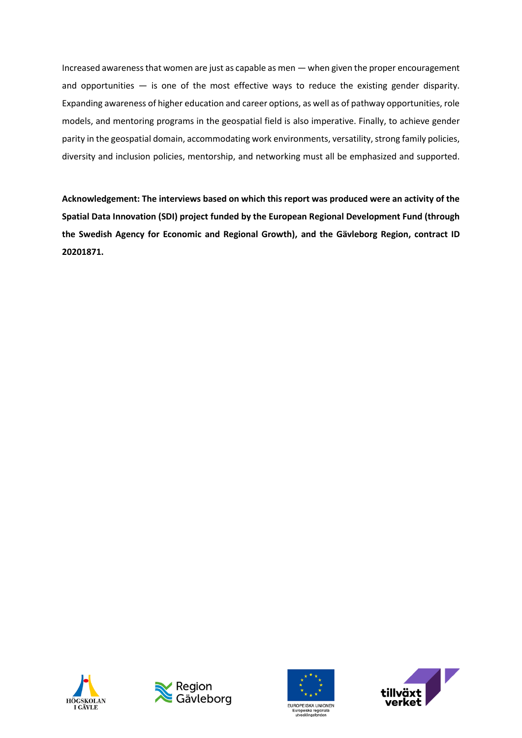Increased awareness that women are just as capable as men — when given the proper encouragement and opportunities — is one of the most effective ways to reduce the existing gender disparity. Expanding awareness of higher education and career options, as well as of pathway opportunities, role models, and mentoring programs in the geospatial field is also imperative. Finally, to achieve gender parity in the geospatial domain, accommodating work environments, versatility, strong family policies, diversity and inclusion policies, mentorship, and networking must all be emphasized and supported.

**Acknowledgement: The interviews based on which this report was produced were an activity of the Spatial Data Innovation (SDI) project funded by the European Regional Development Fund (through the Swedish Agency for Economic and Regional Growth), and the Gävleborg Region, contract ID 20201871.**